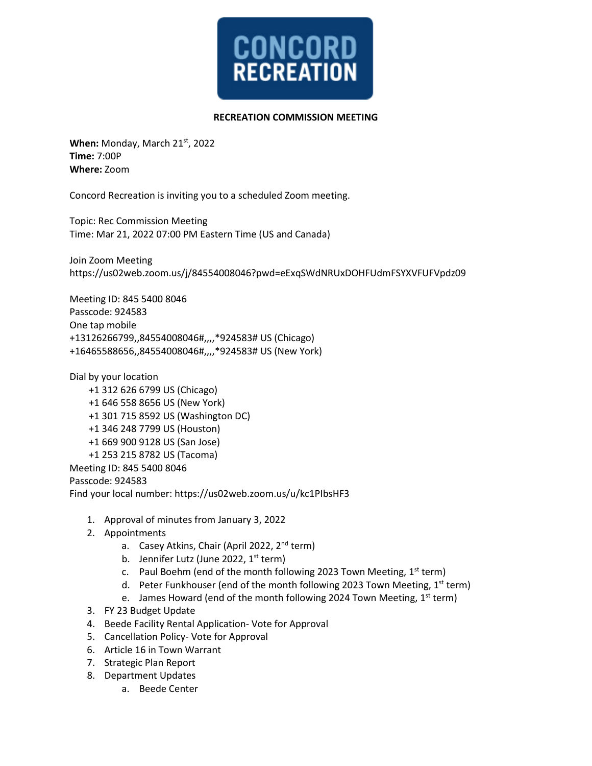CONCORD RECREATION

## RECREATION COMMISSION MEETING

**When:** Monday, March 21st, 2022
**Time:** 7:00P
**Where:** Zoom

Concord Recreation is inviting you to a scheduled Zoom meeting.

Topic: Rec Commission Meeting
Time: Mar 21, 2022 07:00 PM Eastern Time (US and Canada)

Join Zoom Meeting
https://us02web.zoom.us/j/84554008046?pwd=eExqSWdNRUxDOHFUdmFSYXVFUFVpdz09

Meeting ID: 845 5400 8046
Passcode: 924583
One tap mobile
+13126266799,,84554008046#,,,,*924583# US (Chicago)
+16465588656,,84554008046#,,,,*924583# US (New York)

Dial by your location
- +1 312 626 6799 US (Chicago)
- +1 646 558 8656 US (New York)
- +1 301 715 8592 US (Washington DC)
- +1 346 248 7799 US (Houston)
- +1 669 900 9128 US (San Jose)
- +1 253 215 8782 US (Tacoma)

Meeting ID: 845 5400 8046
Passcode: 924583
Find your local number: https://us02web.zoom.us/u/kc1PIbsHF3

1. Approval of minutes from January 3, 2022
2. Appointments
   a. Casey Atkins, Chair (April 2022, 2nd term)
   b. Jennifer Lutz (June 2022, 1st term)
   c. Paul Boehm (end of the month following 2023 Town Meeting, 1st term)
   d. Peter Funkhouser (end of the month following 2023 Town Meeting, 1st term)
   e. James Howard (end of the month following 2024 Town Meeting, 1st term)
3. FY 23 Budget Update
4. Beede Facility Rental Application- Vote for Approval
5. Cancellation Policy- Vote for Approval
6. Article 16 in Town Warrant
7. Strategic Plan Report
8. Department Updates
   a. Beede Center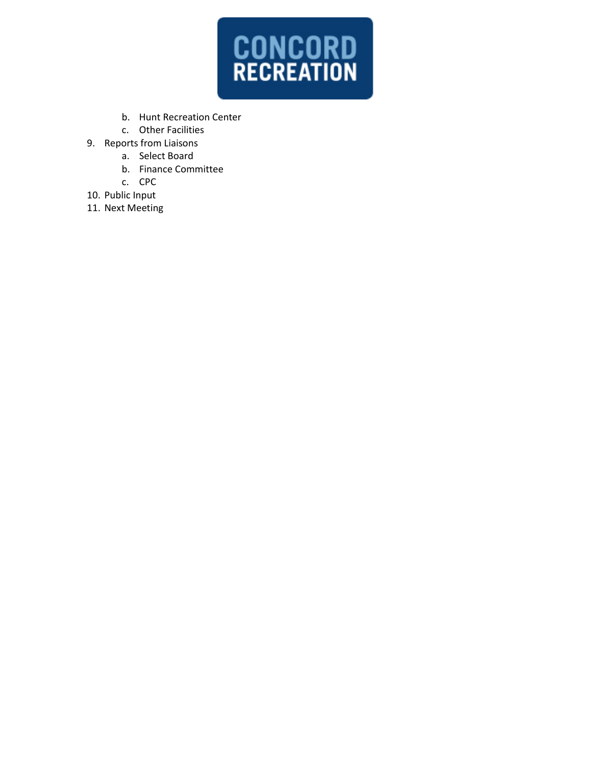**CONCORD RECREATION**

   b. Hunt Recreation Center
   c. Other Facilities
9. Reports from Liaisons
   a. Select Board
   b. Finance Committee
   c. CPC
10. Public Input
11. Next Meeting